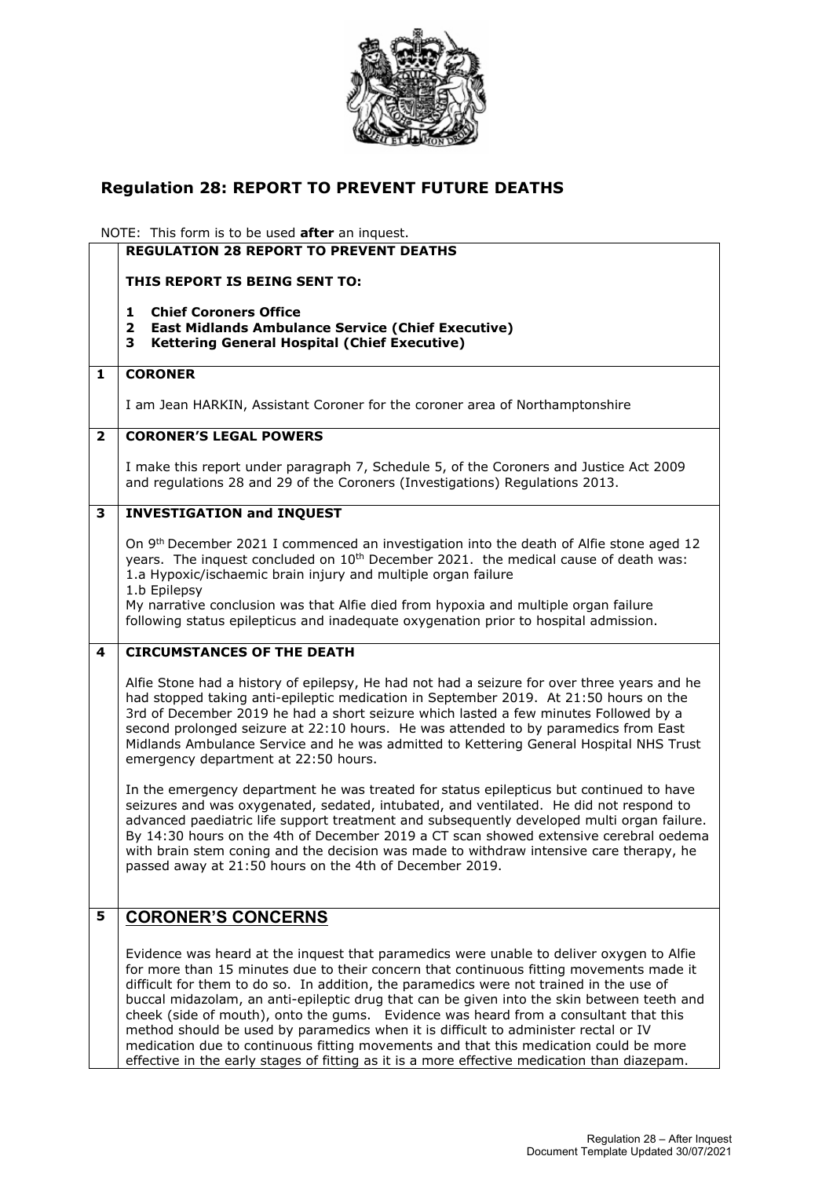## Regulation 28: REPORT TO PREVENT FUTURE DEATHS

NOTE: This form is to be used **after** an inquest.

| | **REGULATION 28 REPORT TO PREVENT DEATHS**<br><br>**THIS REPORT IS BEING SENT TO:**<br><br>**1 Chief Coroners Office**<br>**2 East Midlands Ambulance Service (Chief Executive)**<br>**3 Kettering General Hospital (Chief Executive)** |
|---|---|
| **1** | **CORONER**<br><br>I am Jean HARKIN, Assistant Coroner for the coroner area of Northamptonshire |
| **2** | **CORONER'S LEGAL POWERS**<br><br>I make this report under paragraph 7, Schedule 5, of the Coroners and Justice Act 2009 and regulations 28 and 29 of the Coroners (Investigations) Regulations 2013. |
| **3** | **INVESTIGATION and INQUEST**<br><br>On 9th December 2021 I commenced an investigation into the death of Alfie stone aged 12 years. The inquest concluded on 10th December 2021. the medical cause of death was:<br>1.a Hypoxic/ischaemic brain injury and multiple organ failure<br>1.b Epilepsy<br>My narrative conclusion was that Alfie died from hypoxia and multiple organ failure following status epilepticus and inadequate oxygenation prior to hospital admission. |
| **4** | **CIRCUMSTANCES OF THE DEATH**<br><br>Alfie Stone had a history of epilepsy, He had not had a seizure for over three years and he had stopped taking anti-epileptic medication in September 2019. At 21:50 hours on the 3rd of December 2019 he had a short seizure which lasted a few minutes Followed by a second prolonged seizure at 22:10 hours. He was attended to by paramedics from East Midlands Ambulance Service and he was admitted to Kettering General Hospital NHS Trust emergency department at 22:50 hours.<br><br>In the emergency department he was treated for status epilepticus but continued to have seizures and was oxygenated, sedated, intubated, and ventilated. He did not respond to advanced paediatric life support treatment and subsequently developed multi organ failure. By 14:30 hours on the 4th of December 2019 a CT scan showed extensive cerebral oedema with brain stem coning and the decision was made to withdraw intensive care therapy, he passed away at 21:50 hours on the 4th of December 2019. |
| **5** | **CORONER'S CONCERNS**<br><br>Evidence was heard at the inquest that paramedics were unable to deliver oxygen to Alfie for more than 15 minutes due to their concern that continuous fitting movements made it difficult for them to do so. In addition, the paramedics were not trained in the use of buccal midazolam, an anti-epileptic drug that can be given into the skin between teeth and cheek (side of mouth), onto the gums. Evidence was heard from a consultant that this method should be used by paramedics when it is difficult to administer rectal or IV medication due to continuous fitting movements and that this medication could be more effective in the early stages of fitting as it is a more effective medication than diazepam. |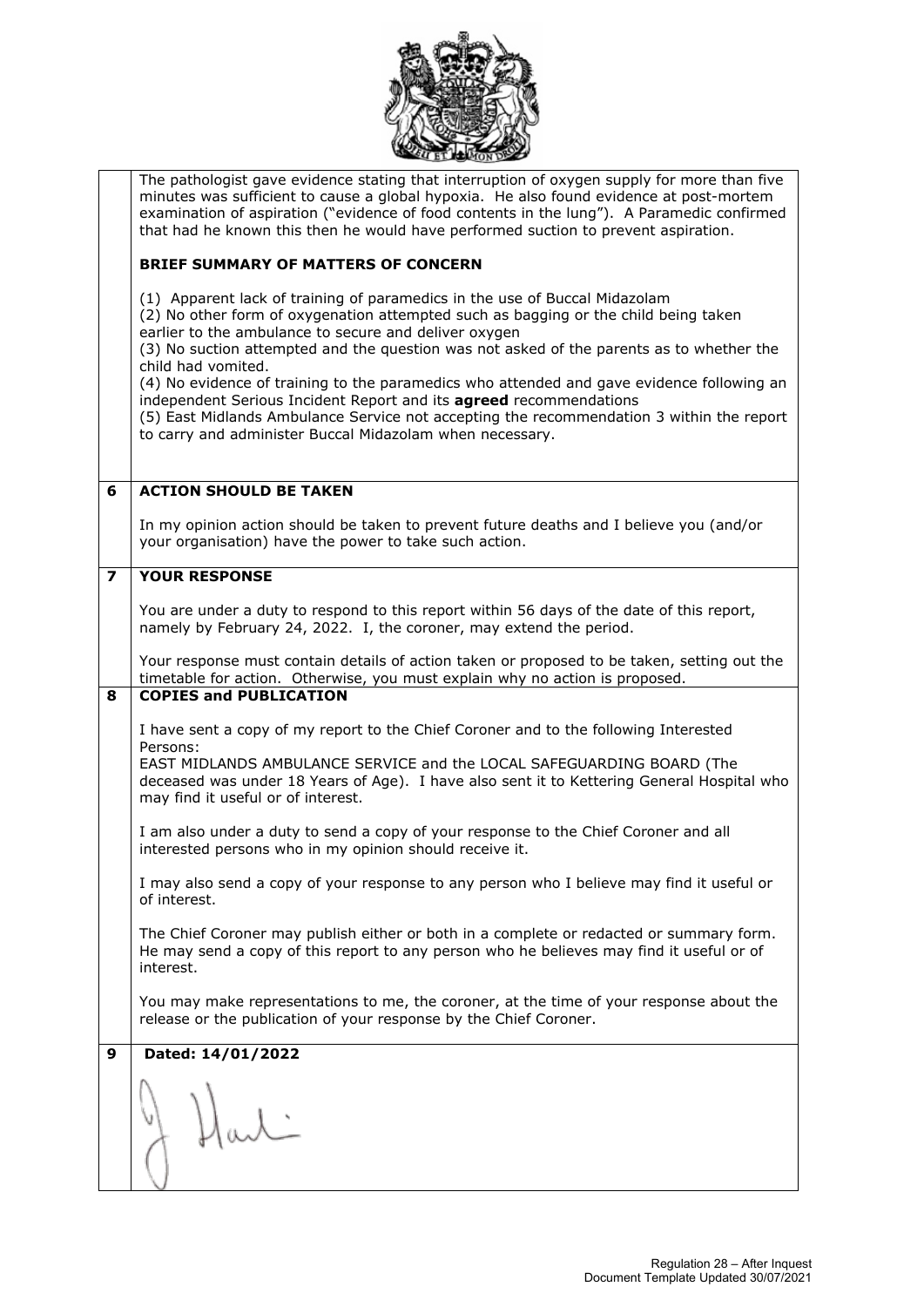The pathologist gave evidence stating that interruption of oxygen supply for more than five minutes was sufficient to cause a global hypoxia. He also found evidence at post-mortem examination of aspiration ("evidence of food contents in the lung"). A Paramedic confirmed that had he known this then he would have performed suction to prevent aspiration.

**BRIEF SUMMARY OF MATTERS OF CONCERN**

(1) Apparent lack of training of paramedics in the use of Buccal Midazolam
(2) No other form of oxygenation attempted such as bagging or the child being taken earlier to the ambulance to secure and deliver oxygen
(3) No suction attempted and the question was not asked of the parents as to whether the child had vomited.
(4) No evidence of training to the paramedics who attended and gave evidence following an independent Serious Incident Report and its **agreed** recommendations
(5) East Midlands Ambulance Service not accepting the recommendation 3 within the report to carry and administer Buccal Midazolam when necessary.

## 6 ACTION SHOULD BE TAKEN

In my opinion action should be taken to prevent future deaths and I believe you (and/or your organisation) have the power to take such action.

## 7 YOUR RESPONSE

You are under a duty to respond to this report within 56 days of the date of this report, namely by February 24, 2022. I, the coroner, may extend the period.

Your response must contain details of action taken or proposed to be taken, setting out the timetable for action. Otherwise, you must explain why no action is proposed.

## 8 COPIES and PUBLICATION

I have sent a copy of my report to the Chief Coroner and to the following Interested Persons:
EAST MIDLANDS AMBULANCE SERVICE and the LOCAL SAFEGUARDING BOARD (The deceased was under 18 Years of Age). I have also sent it to Kettering General Hospital who may find it useful or of interest.

I am also under a duty to send a copy of your response to the Chief Coroner and all interested persons who in my opinion should receive it.

I may also send a copy of your response to any person who I believe may find it useful or of interest.

The Chief Coroner may publish either or both in a complete or redacted or summary form. He may send a copy of this report to any person who he believes may find it useful or of interest.

You may make representations to me, the coroner, at the time of your response about the release or the publication of your response by the Chief Coroner.

## 9 Dated: 14/01/2022

J Hadi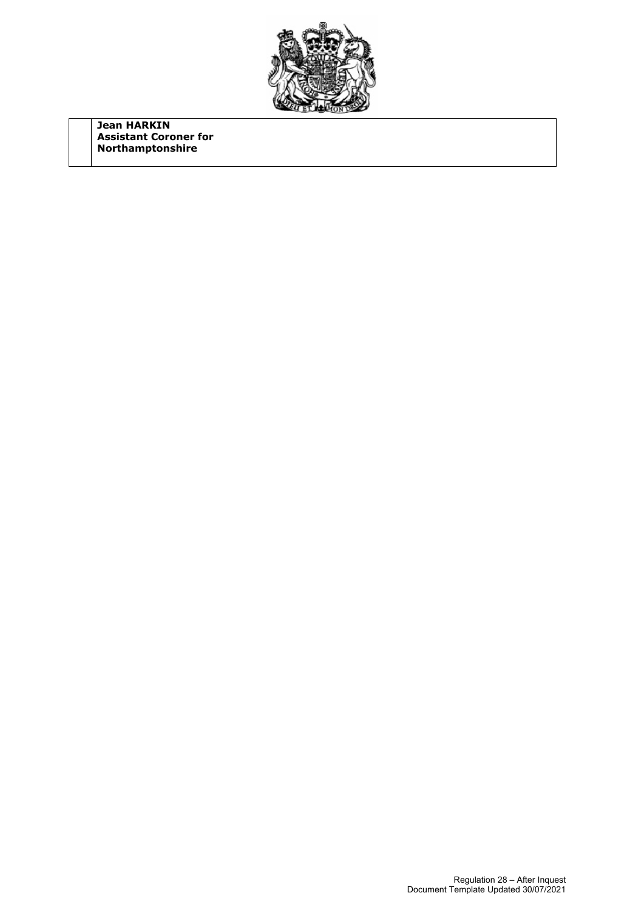| | |
|---|---|
| | **Jean HARKIN**<br>**Assistant Coroner for Northamptonshire** |

Regulation 28 – After Inquest
Document Template Updated 30/07/2021